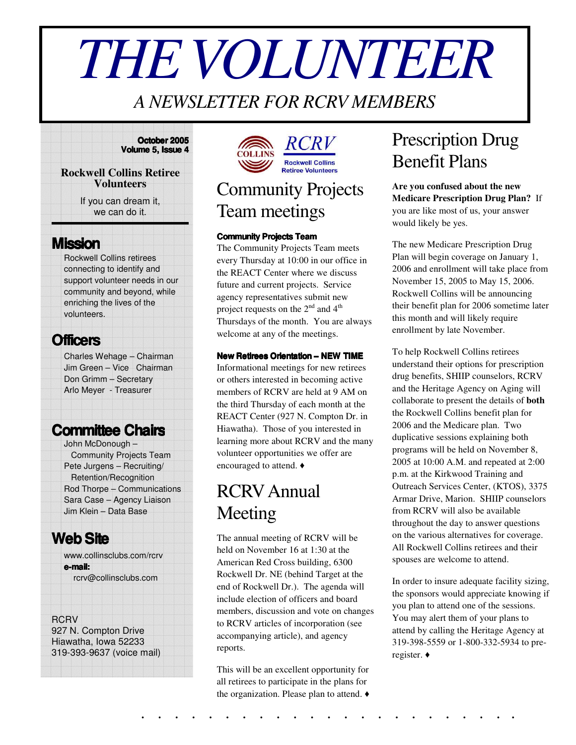# THE VOLUNTEER

*A NEWSLETTER FOR RCRV MEMBERS*

**October 2005**
**Volume 5, Issue 4**

**Rockwell Collins Retiree Volunteers**

If you can dream it, we can do it.

## Mission

Rockwell Collins retirees connecting to identify and support volunteer needs in our community and beyond, while enriching the lives of the volunteers.

## Officers

Charles Wehage – Chairman
Jim Green – Vice Chairman
Don Grimm – Secretary
Arlo Meyer - Treasurer

## Committee Chairs

John McDonough – Community Projects Team
Pete Jurgens – Recruiting/ Retention/Recognition
Rod Thorpe – Communications
Sara Case – Agency Liaison
Jim Klein – Data Base

## Web Site

www.collinsclubs.com/rcrv
**e-mail:** rcrv@collinsclubs.com

RCRV
927 N. Compton Drive
Hiawatha, Iowa 52233
319-393-9637 (voice mail)

COLLINS RCRV Rockwell Collins Retiree Volunteers

# Community Projects Team meetings

### Community Projects Team

The Community Projects Team meets every Thursday at 10:00 in our office in the REACT Center where we discuss future and current projects. Service agency representatives submit new project requests on the 2nd and 4th Thursdays of the month. You are always welcome at any of the meetings.

### New Retirees Orientation – NEW TIME

Informational meetings for new retirees or others interested in becoming active members of RCRV are held at 9 AM on the third Thursday of each month at the REACT Center (927 N. Compton Dr. in Hiawatha). Those of you interested in learning more about RCRV and the many volunteer opportunities we offer are encouraged to attend. ♦

# RCRV Annual Meeting

The annual meeting of RCRV will be held on November 16 at 1:30 at the American Red Cross building, 6300 Rockwell Dr. NE (behind Target at the end of Rockwell Dr.). The agenda will include election of officers and board members, discussion and vote on changes to RCRV articles of incorporation (see accompanying article), and agency reports.

This will be an excellent opportunity for all retirees to participate in the plans for the organization. Please plan to attend. ♦

# Prescription Drug Benefit Plans

**Are you confused about the new Medicare Prescription Drug Plan?** If you are like most of us, your answer would likely be yes.

The new Medicare Prescription Drug Plan will begin coverage on January 1, 2006 and enrollment will take place from November 15, 2005 to May 15, 2006. Rockwell Collins will be announcing their benefit plan for 2006 sometime later this month and will likely require enrollment by late November.

To help Rockwell Collins retirees understand their options for prescription drug benefits, SHIIP counselors, RCRV and the Heritage Agency on Aging will collaborate to present the details of **both** the Rockwell Collins benefit plan for 2006 and the Medicare plan. Two duplicative sessions explaining both programs will be held on November 8, 2005 at 10:00 A.M. and repeated at 2:00 p.m. at the Kirkwood Training and Outreach Services Center, (KTOS), 3375 Armar Drive, Marion. SHIIP counselors from RCRV will also be available throughout the day to answer questions on the various alternatives for coverage. All Rockwell Collins retirees and their spouses are welcome to attend.

In order to insure adequate facility sizing, the sponsors would appreciate knowing if you plan to attend one of the sessions. You may alert them of your plans to attend by calling the Heritage Agency at 319-398-5559 or 1-800-332-5934 to pre-register. ♦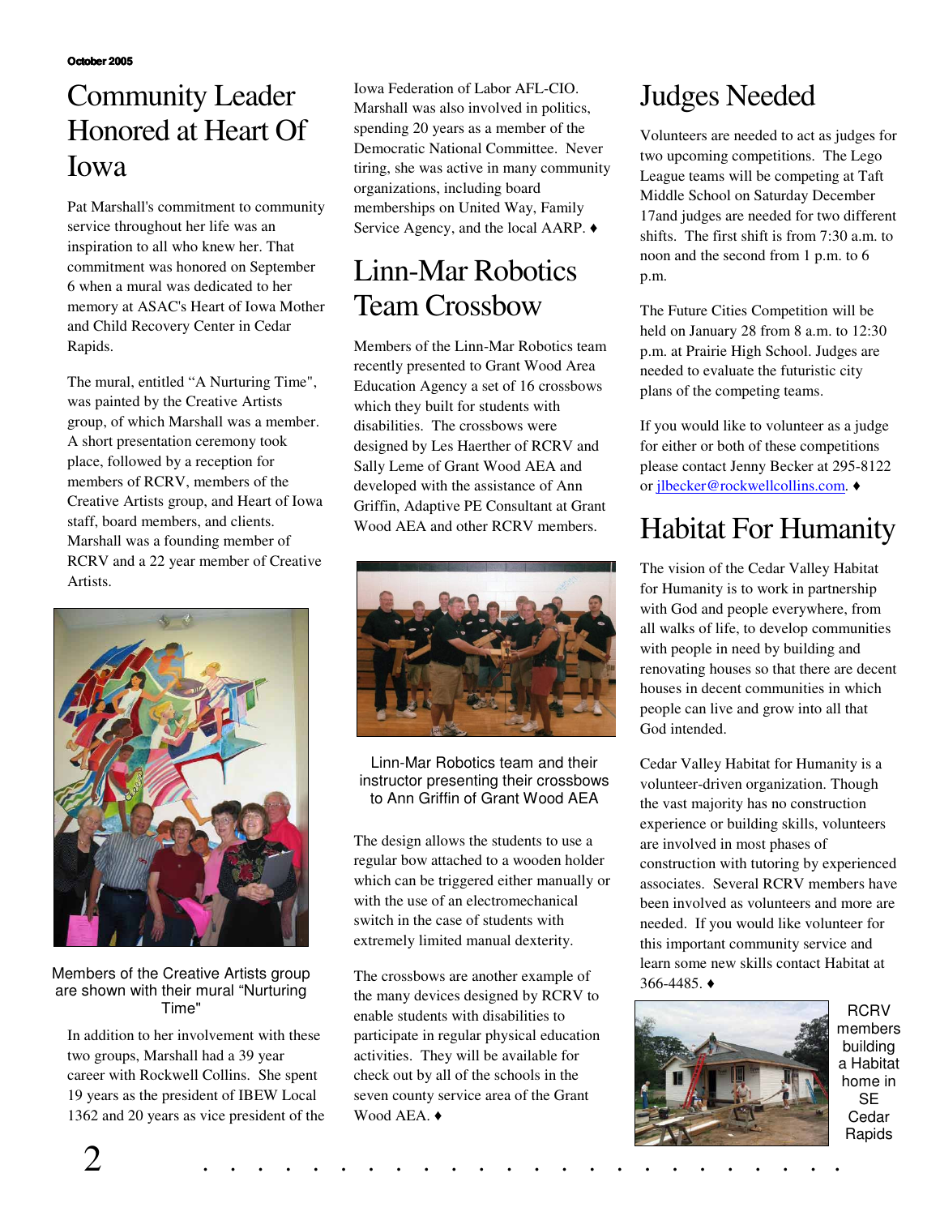# Community Leader Honored at Heart Of Iowa

Pat Marshall's commitment to community service throughout her life was an inspiration to all who knew her. That commitment was honored on September 6 when a mural was dedicated to her memory at ASAC's Heart of Iowa Mother and Child Recovery Center in Cedar Rapids.

The mural, entitled "A Nurturing Time", was painted by the Creative Artists group, of which Marshall was a member. A short presentation ceremony took place, followed by a reception for members of RCRV, members of the Creative Artists group, and Heart of Iowa staff, board members, and clients. Marshall was a founding member of RCRV and a 22 year member of Creative Artists.

Members of the Creative Artists group are shown with their mural "Nurturing Time"

In addition to her involvement with these two groups, Marshall had a 39 year career with Rockwell Collins. She spent 19 years as the president of IBEW Local 1362 and 20 years as vice president of the Iowa Federation of Labor AFL-CIO. Marshall was also involved in politics, spending 20 years as a member of the Democratic National Committee. Never tiring, she was active in many community organizations, including board memberships on United Way, Family Service Agency, and the local AARP. ♦

# Linn-Mar Robotics Team Crossbow

Members of the Linn-Mar Robotics team recently presented to Grant Wood Area Education Agency a set of 16 crossbows which they built for students with disabilities. The crossbows were designed by Les Haerther of RCRV and Sally Leme of Grant Wood AEA and developed with the assistance of Ann Griffin, Adaptive PE Consultant at Grant Wood AEA and other RCRV members.

Linn-Mar Robotics team and their instructor presenting their crossbows to Ann Griffin of Grant Wood AEA

The design allows the students to use a regular bow attached to a wooden holder which can be triggered either manually or with the use of an electromechanical switch in the case of students with extremely limited manual dexterity.

The crossbows are another example of the many devices designed by RCRV to enable students with disabilities to participate in regular physical education activities. They will be available for check out by all of the schools in the seven county service area of the Grant Wood AEA. ♦

# Judges Needed

Volunteers are needed to act as judges for two upcoming competitions. The Lego League teams will be competing at Taft Middle School on Saturday December 17and judges are needed for two different shifts. The first shift is from 7:30 a.m. to noon and the second from 1 p.m. to 6 p.m.

The Future Cities Competition will be held on January 28 from 8 a.m. to 12:30 p.m. at Prairie High School. Judges are needed to evaluate the futuristic city plans of the competing teams.

If you would like to volunteer as a judge for either or both of these competitions please contact Jenny Becker at 295-8122 or jlbecker@rockwellcollins.com. ♦

# Habitat For Humanity

The vision of the Cedar Valley Habitat for Humanity is to work in partnership with God and people everywhere, from all walks of life, to develop communities with people in need by building and renovating houses so that there are decent houses in decent communities in which people can live and grow into all that God intended.

Cedar Valley Habitat for Humanity is a volunteer-driven organization. Though the vast majority has no construction experience or building skills, volunteers are involved in most phases of construction with tutoring by experienced associates. Several RCRV members have been involved as volunteers and more are needed. If you would like volunteer for this important community service and learn some new skills contact Habitat at 366-4485. ♦

RCRV members building a Habitat home in SE Cedar Rapids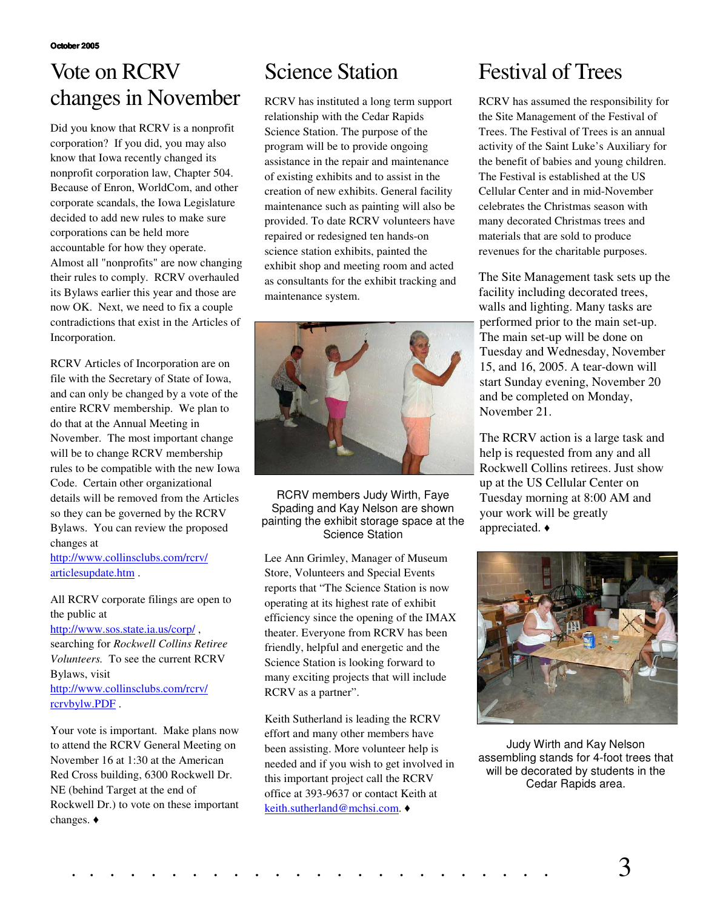# Vote on RCRV changes in November

Did you know that RCRV is a nonprofit corporation? If you did, you may also know that Iowa recently changed its nonprofit corporation law, Chapter 504. Because of Enron, WorldCom, and other corporate scandals, the Iowa Legislature decided to add new rules to make sure corporations can be held more accountable for how they operate. Almost all "nonprofits" are now changing their rules to comply. RCRV overhauled its Bylaws earlier this year and those are now OK. Next, we need to fix a couple contradictions that exist in the Articles of Incorporation.

RCRV Articles of Incorporation are on file with the Secretary of State of Iowa, and can only be changed by a vote of the entire RCRV membership. We plan to do that at the Annual Meeting in November. The most important change will be to change RCRV membership rules to be compatible with the new Iowa Code. Certain other organizational details will be removed from the Articles so they can be governed by the RCRV Bylaws. You can review the proposed changes at http://www.collinsclubs.com/rcrv/articlesupdate.htm .

All RCRV corporate filings are open to the public at http://www.sos.state.ia.us/corp/ , searching for *Rockwell Collins Retiree Volunteers.* To see the current RCRV Bylaws, visit http://www.collinsclubs.com/rcrv/rcrvbylw.PDF .

Your vote is important. Make plans now to attend the RCRV General Meeting on November 16 at 1:30 at the American Red Cross building, 6300 Rockwell Dr. NE (behind Target at the end of Rockwell Dr.) to vote on these important changes. ♦

# Science Station

RCRV has instituted a long term support relationship with the Cedar Rapids Science Station. The purpose of the program will be to provide ongoing assistance in the repair and maintenance of existing exhibits and to assist in the creation of new exhibits. General facility maintenance such as painting will also be provided. To date RCRV volunteers have repaired or redesigned ten hands-on science station exhibits, painted the exhibit shop and meeting room and acted as consultants for the exhibit tracking and maintenance system.

RCRV members Judy Wirth, Faye Spading and Kay Nelson are shown painting the exhibit storage space at the Science Station

Lee Ann Grimley, Manager of Museum Store, Volunteers and Special Events reports that "The Science Station is now operating at its highest rate of exhibit efficiency since the opening of the IMAX theater. Everyone from RCRV has been friendly, helpful and energetic and the Science Station is looking forward to many exciting projects that will include RCRV as a partner".

Keith Sutherland is leading the RCRV effort and many other members have been assisting. More volunteer help is needed and if you wish to get involved in this important project call the RCRV office at 393-9637 or contact Keith at keith.sutherland@mchsi.com. ♦

# Festival of Trees

RCRV has assumed the responsibility for the Site Management of the Festival of Trees. The Festival of Trees is an annual activity of the Saint Luke's Auxiliary for the benefit of babies and young children. The Festival is established at the US Cellular Center and in mid-November celebrates the Christmas season with many decorated Christmas trees and materials that are sold to produce revenues for the charitable purposes.

The Site Management task sets up the facility including decorated trees, walls and lighting. Many tasks are performed prior to the main set-up. The main set-up will be done on Tuesday and Wednesday, November 15, and 16, 2005. A tear-down will start Sunday evening, November 20 and be completed on Monday, November 21.

The RCRV action is a large task and help is requested from any and all Rockwell Collins retirees. Just show up at the US Cellular Center on Tuesday morning at 8:00 AM and your work will be greatly appreciated. ♦

Judy Wirth and Kay Nelson assembling stands for 4-foot trees that will be decorated by students in the Cedar Rapids area.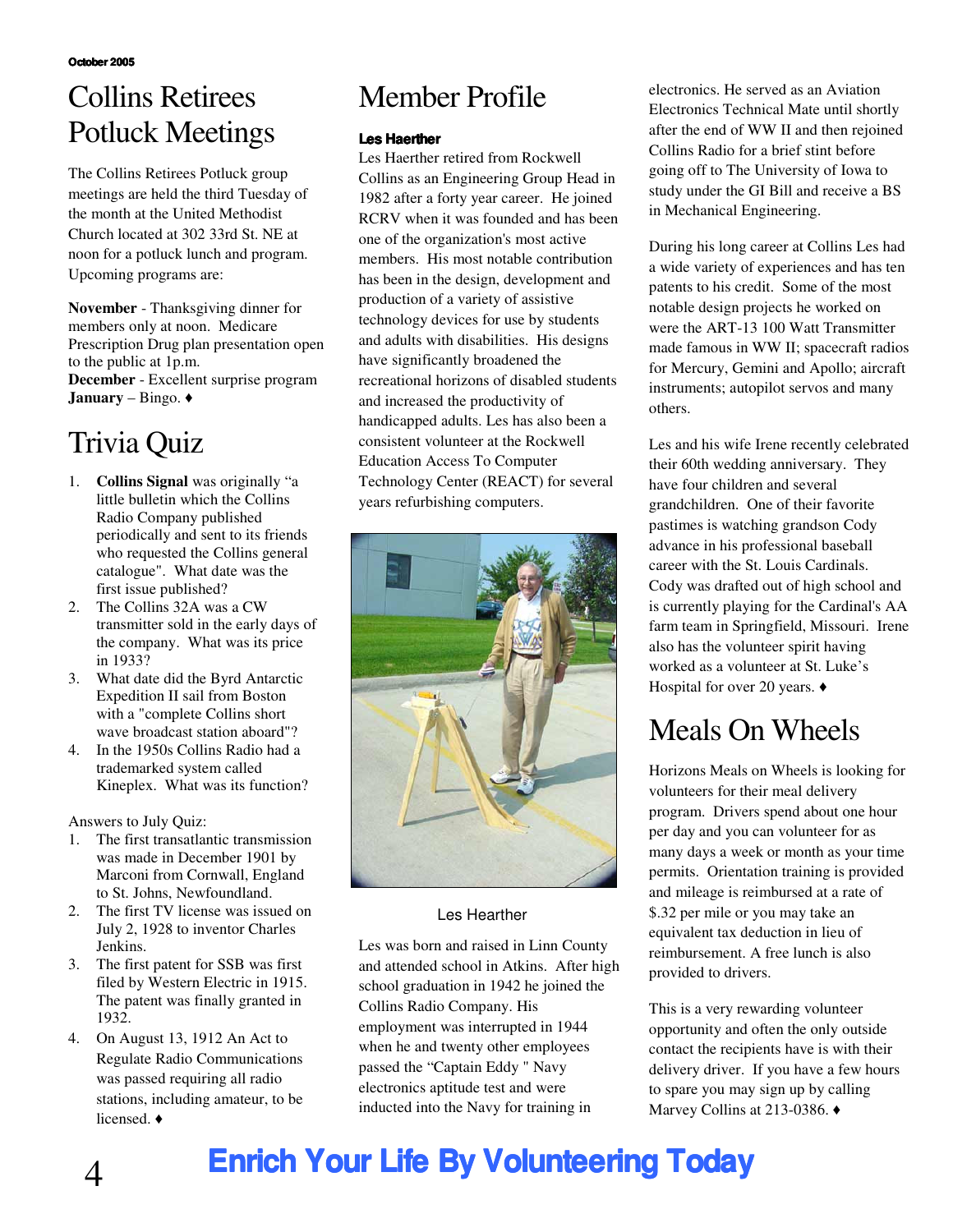# Collins Retirees Potluck Meetings

The Collins Retirees Potluck group meetings are held the third Tuesday of the month at the United Methodist Church located at 302 33rd St. NE at noon for a potluck lunch and program. Upcoming programs are:

**November** - Thanksgiving dinner for members only at noon. Medicare Prescription Drug plan presentation open to the public at 1p.m.
**December** - Excellent surprise program
**January** – Bingo. ♦

# Trivia Quiz

1. **Collins Signal** was originally "a little bulletin which the Collins Radio Company published periodically and sent to its friends who requested the Collins general catalogue". What date was the first issue published?
2. The Collins 32A was a CW transmitter sold in the early days of the company. What was its price in 1933?
3. What date did the Byrd Antarctic Expedition II sail from Boston with a "complete Collins short wave broadcast station aboard"?
4. In the 1950s Collins Radio had a trademarked system called Kineplex. What was its function?

Answers to July Quiz:

1. The first transatlantic transmission was made in December 1901 by Marconi from Cornwall, England to St. Johns, Newfoundland.
2. The first TV license was issued on July 2, 1928 to inventor Charles Jenkins.
3. The first patent for SSB was first filed by Western Electric in 1915. The patent was finally granted in 1932.
4. On August 13, 1912 An Act to Regulate Radio Communications was passed requiring all radio stations, including amateur, to be licensed. ♦

# Member Profile

**Les Haerther**

Les Haerther retired from Rockwell Collins as an Engineering Group Head in 1982 after a forty year career. He joined RCRV when it was founded and has been one of the organization's most active members. His most notable contribution has been in the design, development and production of a variety of assistive technology devices for use by students and adults with disabilities. His designs have significantly broadened the recreational horizons of disabled students and increased the productivity of handicapped adults. Les has also been a consistent volunteer at the Rockwell Education Access To Computer Technology Center (REACT) for several years refurbishing computers.

Les Hearther

Les was born and raised in Linn County and attended school in Atkins. After high school graduation in 1942 he joined the Collins Radio Company. His employment was interrupted in 1944 when he and twenty other employees passed the "Captain Eddy " Navy electronics aptitude test and were inducted into the Navy for training in electronics. He served as an Aviation Electronics Technical Mate until shortly after the end of WW II and then rejoined Collins Radio for a brief stint before going off to The University of Iowa to study under the GI Bill and receive a BS in Mechanical Engineering.

During his long career at Collins Les had a wide variety of experiences and has ten patents to his credit. Some of the most notable design projects he worked on were the ART-13 100 Watt Transmitter made famous in WW II; spacecraft radios for Mercury, Gemini and Apollo; aircraft instruments; autopilot servos and many others.

Les and his wife Irene recently celebrated their 60th wedding anniversary. They have four children and several grandchildren. One of their favorite pastimes is watching grandson Cody advance in his professional baseball career with the St. Louis Cardinals. Cody was drafted out of high school and is currently playing for the Cardinal's AA farm team in Springfield, Missouri. Irene also has the volunteer spirit having worked as a volunteer at St. Luke's Hospital for over 20 years. ♦

# Meals On Wheels

Horizons Meals on Wheels is looking for volunteers for their meal delivery program. Drivers spend about one hour per day and you can volunteer for as many days a week or month as your time permits. Orientation training is provided and mileage is reimbursed at a rate of $.32 per mile or you may take an equivalent tax deduction in lieu of reimbursement. A free lunch is also provided to drivers.

This is a very rewarding volunteer opportunity and often the only outside contact the recipients have is with their delivery driver. If you have a few hours to spare you may sign up by calling Marvey Collins at 213-0386. ♦

**Enrich Your Life By Volunteering Today**